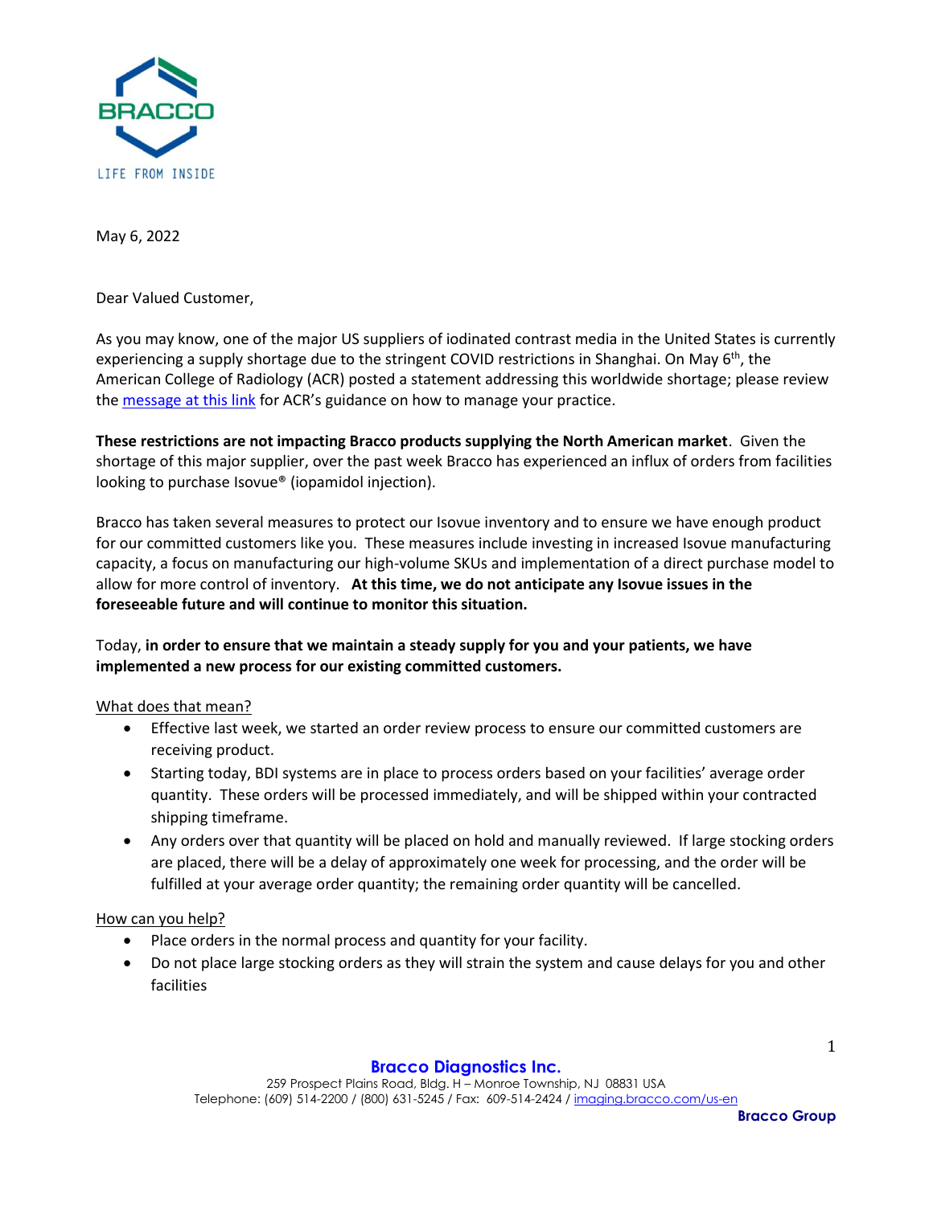BRACCO

LIFE FROM INSIDE

May 6, 2022

Dear Valued Customer,

As you may know, one of the major US suppliers of iodinated contrast media in the United States is currently experiencing a supply shortage due to the stringent COVID restrictions in Shanghai. On May 6th, the American College of Radiology (ACR) posted a statement addressing this worldwide shortage; please review the [message at this link] for ACR's guidance on how to manage your practice.

**These restrictions are not impacting Bracco products supplying the North American market**. Given the shortage of this major supplier, over the past week Bracco has experienced an influx of orders from facilities looking to purchase Isovue® (iopamidol injection).

Bracco has taken several measures to protect our Isovue inventory and to ensure we have enough product for our committed customers like you. These measures include investing in increased Isovue manufacturing capacity, a focus on manufacturing our high-volume SKUs and implementation of a direct purchase model to allow for more control of inventory. **At this time, we do not anticipate any Isovue issues in the foreseeable future and will continue to monitor this situation.**

Today, **in order to ensure that we maintain a steady supply for you and your patients, we have implemented a new process for our existing committed customers.**

<u>What does that mean?</u>

- Effective last week, we started an order review process to ensure our committed customers are receiving product.
- Starting today, BDI systems are in place to process orders based on your facilities' average order quantity. These orders will be processed immediately, and will be shipped within your contracted shipping timeframe.
- Any orders over that quantity will be placed on hold and manually reviewed. If large stocking orders are placed, there will be a delay of approximately one week for processing, and the order will be fulfilled at your average order quantity; the remaining order quantity will be cancelled.

<u>How can you help?</u>

- Place orders in the normal process and quantity for your facility.
- Do not place large stocking orders as they will strain the system and cause delays for you and other facilities

**Bracco Diagnostics Inc.**
259 Prospect Plains Road, Bldg. H – Monroe Township, NJ 08831 USA
Telephone: (609) 514-2200 / (800) 631-5245 / Fax: 609-514-2424 / imaging.bracco.com/us-en
**Bracco Group**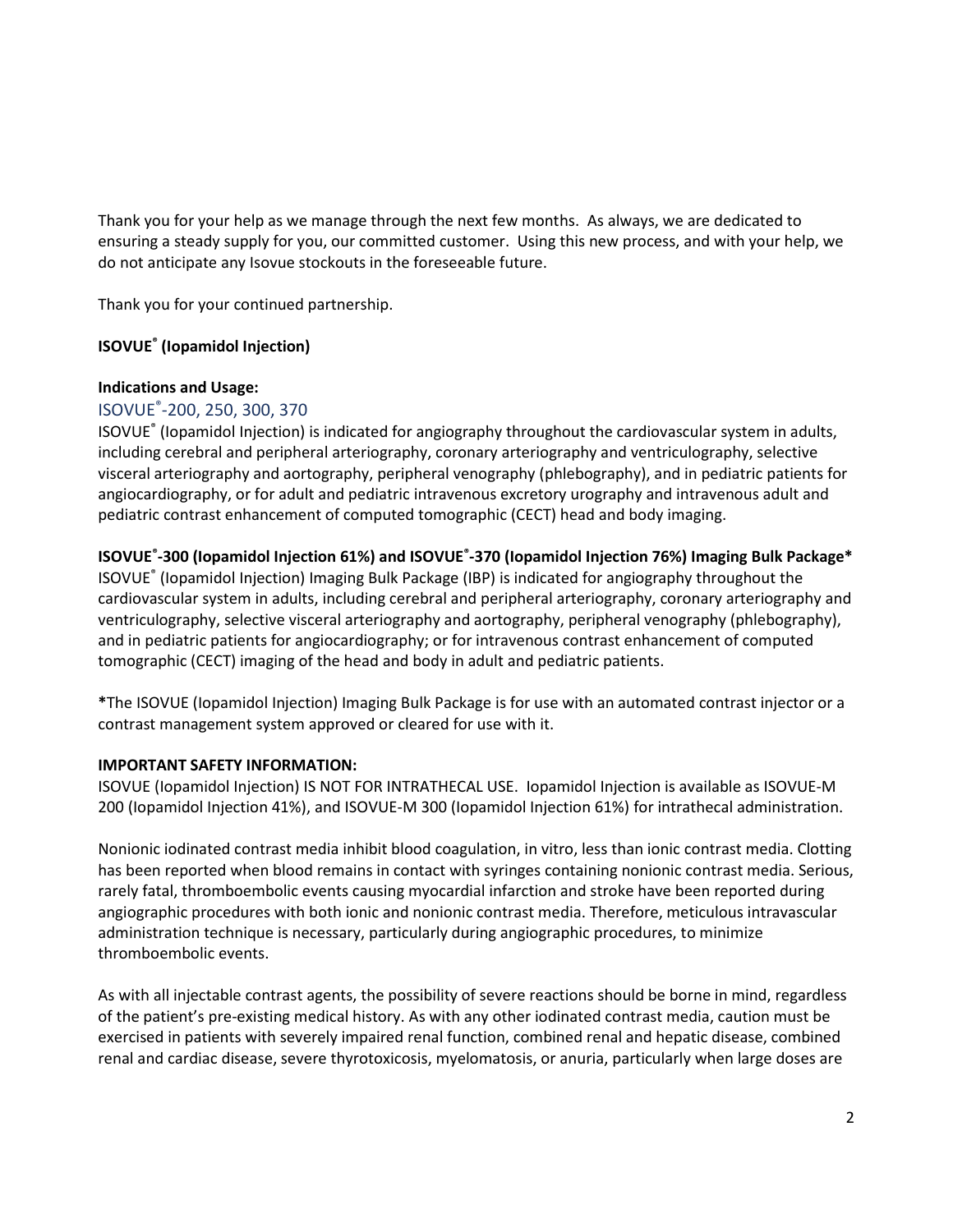Thank you for your help as we manage through the next few months. As always, we are dedicated to ensuring a steady supply for you, our committed customer. Using this new process, and with your help, we do not anticipate any Isovue stockouts in the foreseeable future.

Thank you for your continued partnership.

**ISOVUE® (Iopamidol Injection)**

**Indications and Usage:**

### ISOVUE®-200, 250, 300, 370

ISOVUE® (Iopamidol Injection) is indicated for angiography throughout the cardiovascular system in adults, including cerebral and peripheral arteriography, coronary arteriography and ventriculography, selective visceral arteriography and aortography, peripheral venography (phlebography), and in pediatric patients for angiocardiography, or for adult and pediatric intravenous excretory urography and intravenous adult and pediatric contrast enhancement of computed tomographic (CECT) head and body imaging.

**ISOVUE®-300 (Iopamidol Injection 61%) and ISOVUE®-370 (Iopamidol Injection 76%) Imaging Bulk Package***

ISOVUE® (Iopamidol Injection) Imaging Bulk Package (IBP) is indicated for angiography throughout the cardiovascular system in adults, including cerebral and peripheral arteriography, coronary arteriography and ventriculography, selective visceral arteriography and aortography, peripheral venography (phlebography), and in pediatric patients for angiocardiography; or for intravenous contrast enhancement of computed tomographic (CECT) imaging of the head and body in adult and pediatric patients.

**\***The ISOVUE (Iopamidol Injection) Imaging Bulk Package is for use with an automated contrast injector or a contrast management system approved or cleared for use with it.

**IMPORTANT SAFETY INFORMATION:**

ISOVUE (Iopamidol Injection) IS NOT FOR INTRATHECAL USE. Iopamidol Injection is available as ISOVUE-M 200 (Iopamidol Injection 41%), and ISOVUE-M 300 (Iopamidol Injection 61%) for intrathecal administration.

Nonionic iodinated contrast media inhibit blood coagulation, in vitro, less than ionic contrast media. Clotting has been reported when blood remains in contact with syringes containing nonionic contrast media. Serious, rarely fatal, thromboembolic events causing myocardial infarction and stroke have been reported during angiographic procedures with both ionic and nonionic contrast media. Therefore, meticulous intravascular administration technique is necessary, particularly during angiographic procedures, to minimize thromboembolic events.

As with all injectable contrast agents, the possibility of severe reactions should be borne in mind, regardless of the patient's pre-existing medical history. As with any other iodinated contrast media, caution must be exercised in patients with severely impaired renal function, combined renal and hepatic disease, combined renal and cardiac disease, severe thyrotoxicosis, myelomatosis, or anuria, particularly when large doses are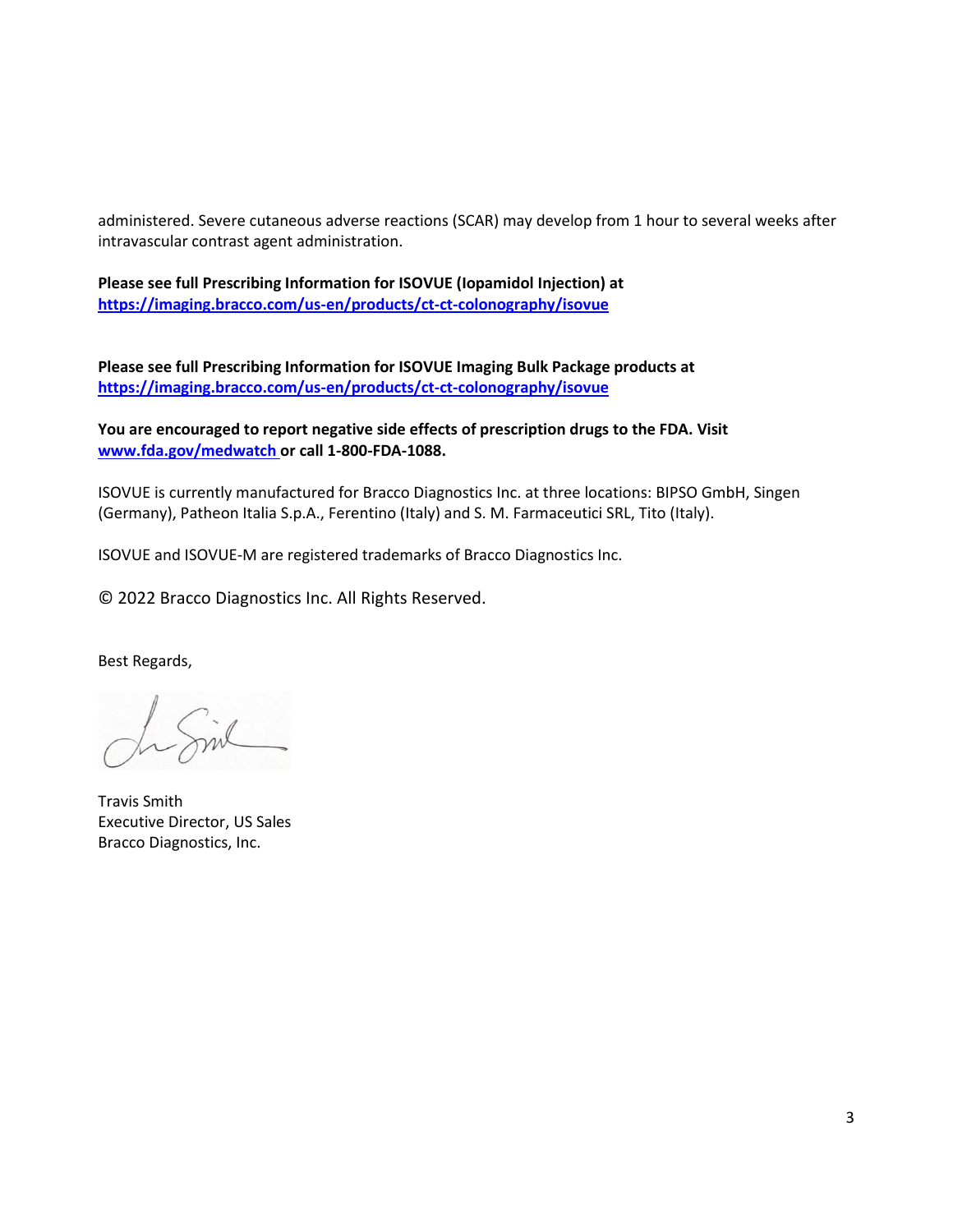administered. Severe cutaneous adverse reactions (SCAR) may develop from 1 hour to several weeks after intravascular contrast agent administration.

**Please see full Prescribing Information for ISOVUE (Iopamidol Injection) at [https://imaging.bracco.com/us-en/products/ct-ct-colonography/isovue](https://imaging.bracco.com/us-en/products/ct-ct-colonography/isovue)**

**Please see full Prescribing Information for ISOVUE Imaging Bulk Package products at [https://imaging.bracco.com/us-en/products/ct-ct-colonography/isovue](https://imaging.bracco.com/us-en/products/ct-ct-colonography/isovue)**

**You are encouraged to report negative side effects of prescription drugs to the FDA. Visit [www.fda.gov/medwatch](www.fda.gov/medwatch) or call 1-800-FDA-1088.**

ISOVUE is currently manufactured for Bracco Diagnostics Inc. at three locations: BIPSO GmbH, Singen (Germany), Patheon Italia S.p.A., Ferentino (Italy) and S. M. Farmaceutici SRL, Tito (Italy).

ISOVUE and ISOVUE-M are registered trademarks of Bracco Diagnostics Inc.

© 2022 Bracco Diagnostics Inc. All Rights Reserved.

Best Regards,

Travis Smith
Executive Director, US Sales
Bracco Diagnostics, Inc.